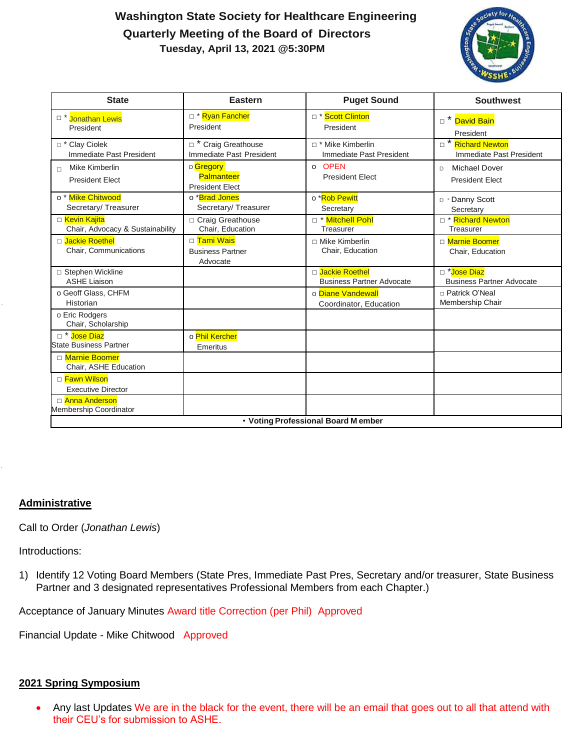# Washington State Society for Healthcare Engineering

## Quarterly Meeting of the Board of Directors

**Tuesday, April 13, 2021 @5:30PM**

| State | Eastern | Puget Sound | Southwest |
|---|---|---|---|
| □ * Jonathan Lewis President | □ * Ryan Fancher President | □ * Scott Clinton President | □ * David Bain President |
| □ * Clay Ciolek Immediate Past President | □ * Craig Greathouse Immediate Past President | □ * Mike Kimberlin Immediate Past President | □ * Richard Newton Immediate Past President |
| □ Mike Kimberlin President Elect | □ Gregory Palmanteer President Elect | o OPEN President Elect | □ Michael Dover President Elect |
| o * Mike Chitwood Secretary/ Treasurer | o *Brad Jones Secretary/ Treasurer | o *Rob Pewitt Secretary | □ * Danny Scott Secretary |
| □ Kevin Kajita Chair, Advocacy & Sustainability | □ Craig Greathouse Chair, Education | □ * Mitchell Pohl Treasurer | □ * Richard Newton Treasurer |
| □ Jackie Roethel Chair, Communications | □ Tami Wais Business Partner Advocate | □ Mike Kimberlin Chair, Education | □ Marnie Boomer Chair, Education |
| □ Stephen Wickline ASHE Liaison | | □ Jackie Roethel Business Partner Advocate | □ *Jose Diaz Business Partner Advocate |
| o Geoff Glass, CHFM Historian | | o Diane Vandewall Coordinator, Education | □ Patrick O'Neal Membership Chair |
| o Eric Rodgers Chair, Scholarship | | | |
| □ * Jose Diaz State Business Partner | o Phil Kercher Emeritus | | |
| □ Marnie Boomer Chair, ASHE Education | | | |
| □ Fawn Wilson Executive Director | | | |
| □ Anna Anderson Membership Coordinator | | | |
| • Voting Professional Board Member | | | |

## Administrative

Call to Order (*Jonathan Lewis*)

Introductions:

1) Identify 12 Voting Board Members (State Pres, Immediate Past Pres, Secretary and/or treasurer, State Business Partner and 3 designated representatives Professional Members from each Chapter.)

Acceptance of January Minutes Award title Correction (per Phil) Approved

Financial Update - Mike Chitwood Approved

## 2021 Spring Symposium

- Any last Updates We are in the black for the event, there will be an email that goes out to all that attend with their CEU's for submission to ASHE.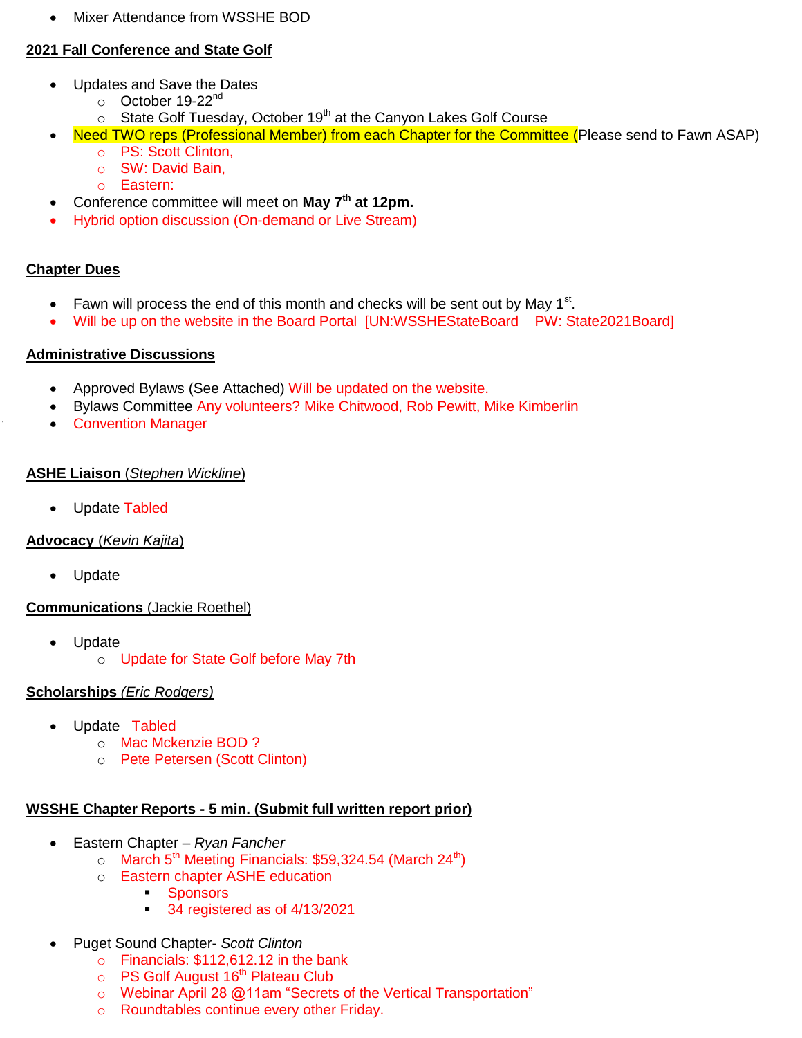- Mixer Attendance from WSSHE BOD

**2021 Fall Conference and State Golf**

- Updates and Save the Dates
  - October 19-22nd
  - State Golf Tuesday, October 19th at the Canyon Lakes Golf Course
- Need TWO reps (Professional Member) from each Chapter for the Committee (Please send to Fawn ASAP)
  - PS: Scott Clinton,
  - SW: David Bain,
  - Eastern:
- Conference committee will meet on **May 7th at 12pm.**
- Hybrid option discussion (On-demand or Live Stream)

**Chapter Dues**

- Fawn will process the end of this month and checks will be sent out by May 1st.
- Will be up on the website in the Board Portal [UN:WSSHEStateBoard PW: State2021Board]

**Administrative Discussions**

- Approved Bylaws (See Attached) Will be updated on the website.
- Bylaws Committee Any volunteers? Mike Chitwood, Rob Pewitt, Mike Kimberlin
- Convention Manager

**ASHE Liaison** (*Stephen Wickline*)

- Update Tabled

**Advocacy** (*Kevin Kajita*)

- Update

**Communications** (Jackie Roethel)

- Update
  - Update for State Golf before May 7th

**Scholarships** *(Eric Rodgers)*

- Update Tabled
  - Mac Mckenzie BOD ?
  - Pete Petersen (Scott Clinton)

**WSSHE Chapter Reports - 5 min. (Submit full written report prior)**

- Eastern Chapter – *Ryan Fancher*
  - March 5th Meeting Financials: $59,324.54 (March 24th)
  - Eastern chapter ASHE education
    - Sponsors
    - 34 registered as of 4/13/2021
- Puget Sound Chapter- *Scott Clinton*
  - Financials: $112,612.12 in the bank
  - PS Golf August 16th Plateau Club
  - Webinar April 28 @11am "Secrets of the Vertical Transportation"
  - Roundtables continue every other Friday.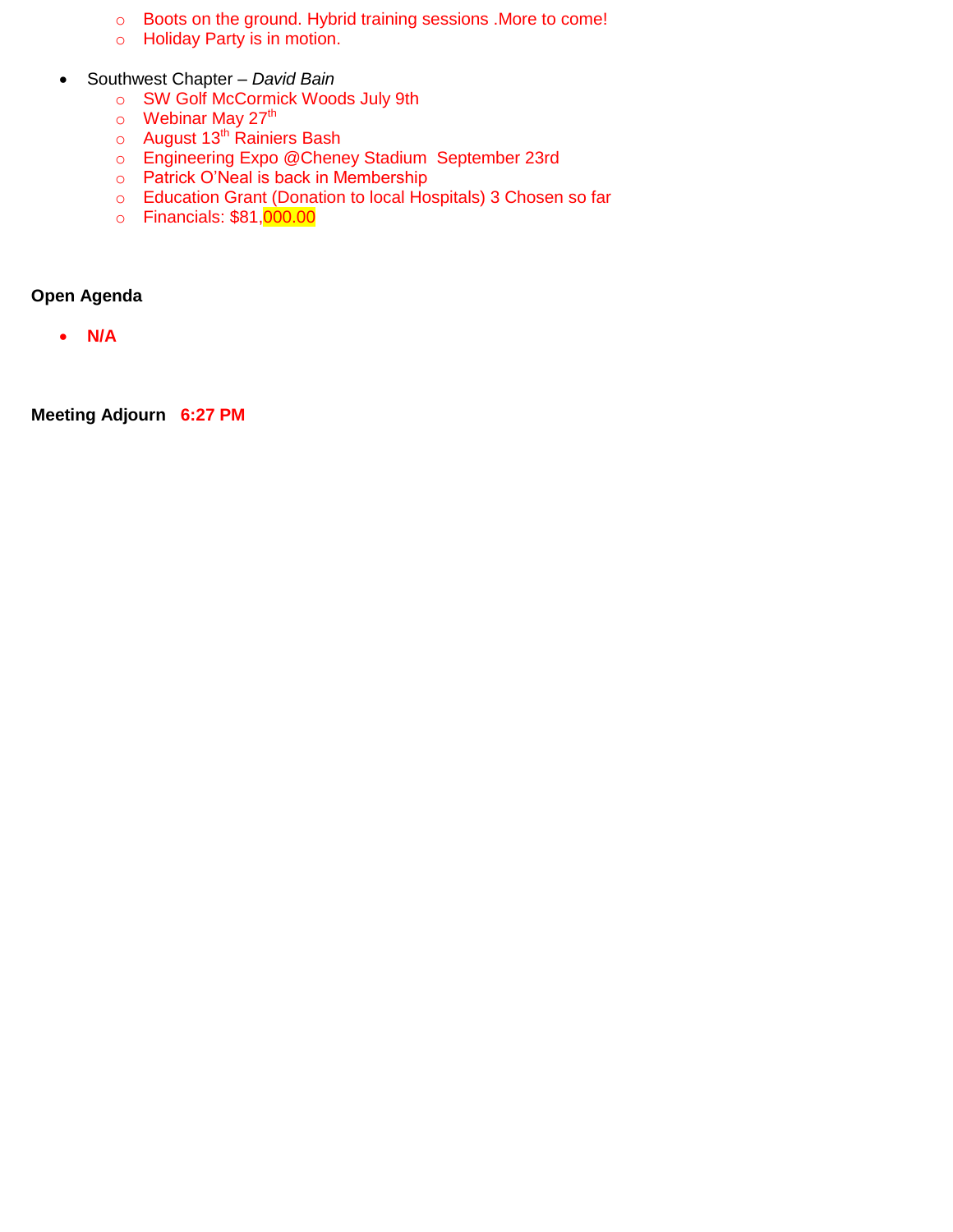- Boots on the ground. Hybrid training sessions .More to come!
  - Holiday Party is in motion.

- Southwest Chapter – *David Bain*
  - SW Golf McCormick Woods July 9th
  - Webinar May 27th
  - August 13th Rainiers Bash
  - Engineering Expo @Cheney Stadium September 23rd
  - Patrick O'Neal is back in Membership
  - Education Grant (Donation to local Hospitals) 3 Chosen so far
  - Financials: $81,000.00

**Open Agenda**

- **N/A**

**Meeting Adjourn** **6:27 PM**